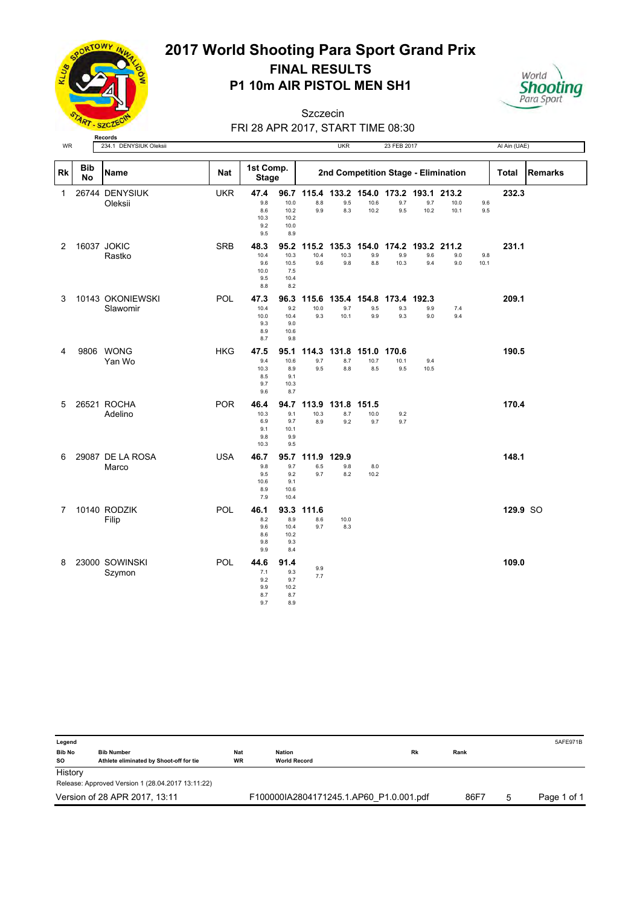# 2017 World Shooting Para Sport Grand Prix

## FINAL RESULTS

## P1 10m AIR PISTOL MEN SH1

Szczecin

FRI 28 APR 2017, START TIME 08:30

**Records**

| WR | 234.1 DENYSIUK Oleksii | UKR | 23 FEB 2017 | Al Ain (UAE) |
|---|---|---|---|---|

| Rk | Bib No | Name | Nat | 1st Comp. Stage | | 2nd Competition Stage - Elimination | | | | | | | Total | Remarks |
|---|---|---|---|---|---|---|---|---|---|---|---|---|---|---|
| 1 | 26744 | DENYSIUK Oleksii | UKR | 47.4<br>9.8<br>8.6<br>10.3<br>9.2<br>9.5 | 96.7<br>10.0<br>10.2<br>10.2<br>10.0<br>8.9 | 115.4<br>8.8<br>9.9 | 133.2<br>9.5<br>8.3 | 154.0<br>10.6<br>10.2 | 173.2<br>9.7<br>9.5 | 193.1<br>9.7<br>10.2 | 213.2<br>10.0<br>10.1 | 9.6<br>9.5 | 232.3 | |
| 2 | 16037 | JOKIC Rastko | SRB | 48.3<br>10.4<br>9.6<br>10.0<br>9.5<br>8.8 | 95.2<br>10.3<br>10.5<br>7.5<br>10.4<br>8.2 | 115.2<br>10.4<br>9.6 | 135.3<br>10.3<br>9.8 | 154.0<br>9.9<br>8.8 | 174.2<br>9.9<br>10.3 | 193.2<br>9.6<br>9.4 | 211.2<br>9.0<br>9.0 | 9.8<br>10.1 | 231.1 | |
| 3 | 10143 | OKONIEWSKI Slawomir | POL | 47.3<br>10.4<br>10.0<br>9.3<br>8.9<br>8.7 | 96.3<br>9.2<br>10.4<br>9.0<br>10.6<br>9.8 | 115.6<br>10.0<br>9.3 | 135.4<br>9.7<br>10.1 | 154.8<br>9.5<br>9.9 | 173.4<br>9.3<br>9.3 | 192.3<br>9.9<br>9.0 | 7.4<br>9.4 | | 209.1 | |
| 4 | 9806 | WONG Yan Wo | HKG | 47.5<br>9.4<br>10.3<br>8.5<br>9.7<br>9.6 | 95.1<br>10.6<br>8.9<br>9.1<br>10.3<br>8.7 | 114.3<br>9.7<br>9.5 | 131.8<br>8.7<br>8.8 | 151.0<br>10.7<br>8.5 | 170.6<br>10.1<br>9.5 | 9.4<br>10.5 | | | 190.5 | |
| 5 | 26521 | ROCHA Adelino | POR | 46.4<br>10.3<br>6.9<br>9.1<br>9.8<br>10.3 | 94.7<br>9.1<br>9.7<br>10.1<br>9.9<br>9.5 | 113.9<br>10.3<br>8.9 | 131.8<br>8.7<br>9.2 | 151.5<br>10.0<br>9.7 | 9.2<br>9.7 | | | | 170.4 | |
| 6 | 29087 | DE LA ROSA Marco | USA | 46.7<br>9.8<br>9.5<br>10.6<br>8.9<br>7.9 | 95.7<br>9.7<br>9.2<br>9.1<br>10.6<br>10.4 | 111.9<br>6.5<br>9.7 | 129.9<br>9.8<br>8.2 | 8.0<br>10.2 | | | | | 148.1 | |
| 7 | 10140 | RODZIK Filip | POL | 46.1<br>8.2<br>9.6<br>8.6<br>9.8<br>9.9 | 93.3<br>8.9<br>10.4<br>10.2<br>9.3<br>8.4 | 111.6<br>8.6<br>9.7 | 10.0<br>8.3 | | | | | | 129.9 | SO |
| 8 | 23000 | SOWINSKI Szymon | POL | 44.6<br>7.1<br>9.2<br>9.9<br>8.7<br>9.7 | 91.4<br>9.3<br>9.7<br>10.2<br>8.7<br>8.9 | 9.9<br>7.7 | | | | | | | 109.0 | |

**Legend**

| | | | | | |
|---|---|---|---|---|---|
| **Bib No** | **Bib Number** | **Nat** | **Nation** | **Rk** | **Rank** |
| **SO** | **Athlete eliminated by Shoot-off for tie** | **WR** | **World Record** | | |

5AFE971B

History

Release: Approved Version 1 (28.04.2017 13:11:22)

Version of 28 APR 2017, 13:11 F100000IA2804171245.1.AP60_P1.0.001.pdf 86F7 5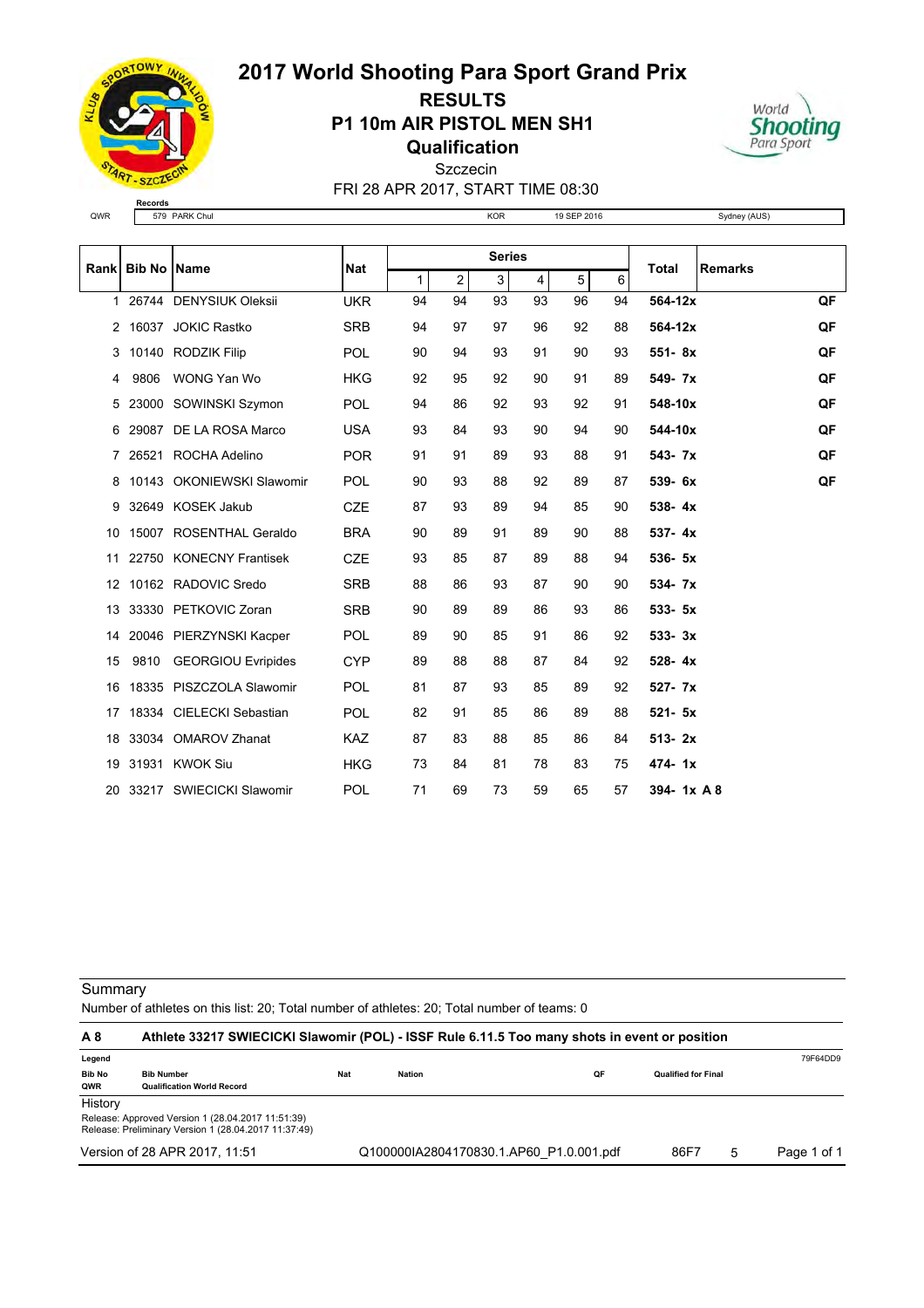# 2017 World Shooting Para Sport Grand Prix

## RESULTS

## P1 10m AIR PISTOL MEN SH1

## Qualification

Szczecin

FRI 28 APR 2017, START TIME 08:30

| Records | | | | |
|---|---|---|---|---|
| QWR | 579 PARK Chul | KOR | 19 SEP 2016 | Sydney (AUS) |

| Rank | Bib No | Name | Nat | Series 1 | 2 | 3 | 4 | 5 | 6 | Total | Remarks |
|---|---|---|---|---|---|---|---|---|---|---|---|
| 1 | 26744 | DENYSIUK Oleksii | UKR | 94 | 94 | 93 | 93 | 96 | 94 | 564-12x | QF |
| 2 | 16037 | JOKIC Rastko | SRB | 94 | 97 | 97 | 96 | 92 | 88 | 564-12x | QF |
| 3 | 10140 | RODZIK Filip | POL | 90 | 94 | 93 | 91 | 90 | 93 | 551- 8x | QF |
| 4 | 9806 | WONG Yan Wo | HKG | 92 | 95 | 92 | 90 | 91 | 89 | 549- 7x | QF |
| 5 | 23000 | SOWINSKI Szymon | POL | 94 | 86 | 92 | 93 | 92 | 91 | 548-10x | QF |
| 6 | 29087 | DE LA ROSA Marco | USA | 93 | 84 | 93 | 90 | 94 | 90 | 544-10x | QF |
| 7 | 26521 | ROCHA Adelino | POR | 91 | 91 | 89 | 93 | 88 | 91 | 543- 7x | QF |
| 8 | 10143 | OKONIEWSKI Slawomir | POL | 90 | 93 | 88 | 92 | 89 | 87 | 539- 6x | QF |
| 9 | 32649 | KOSEK Jakub | CZE | 87 | 93 | 89 | 94 | 85 | 90 | 538- 4x | |
| 10 | 15007 | ROSENTHAL Geraldo | BRA | 90 | 89 | 91 | 89 | 90 | 88 | 537- 4x | |
| 11 | 22750 | KONECNY Frantisek | CZE | 93 | 85 | 87 | 89 | 88 | 94 | 536- 5x | |
| 12 | 10162 | RADOVIC Sredo | SRB | 88 | 86 | 93 | 87 | 90 | 90 | 534- 7x | |
| 13 | 33330 | PETKOVIC Zoran | SRB | 90 | 89 | 89 | 86 | 93 | 86 | 533- 5x | |
| 14 | 20046 | PIERZYNSKI Kacper | POL | 89 | 90 | 85 | 91 | 86 | 92 | 533- 3x | |
| 15 | 9810 | GEORGIOU Evripides | CYP | 89 | 88 | 88 | 87 | 84 | 92 | 528- 4x | |
| 16 | 18335 | PISZCZOLA Slawomir | POL | 81 | 87 | 93 | 85 | 89 | 92 | 527- 7x | |
| 17 | 18334 | CIELECKI Sebastian | POL | 82 | 91 | 85 | 86 | 89 | 88 | 521- 5x | |
| 18 | 33034 | OMAROV Zhanat | KAZ | 87 | 83 | 88 | 85 | 86 | 84 | 513- 2x | |
| 19 | 31931 | KWOK Siu | HKG | 73 | 84 | 81 | 78 | 83 | 75 | 474- 1x | |
| 20 | 33217 | SWIECICKI Slawomir | POL | 71 | 69 | 73 | 59 | 65 | 57 | 394- 1x A 8 | |

### Summary

Number of athletes on this list: 20; Total number of athletes: 20; Total number of teams: 0

**A 8** Athlete 33217 SWIECICKI Slawomir (POL) - ISSF Rule 6.11.5 Too many shots in event or position

**Legend**

| | | | | | |
|---|---|---|---|---|---|
| Bib No | Bib Number | Nat | Nation | QF | Qualified for Final |
| QWR | Qualification World Record | | | | |

79F64DD9

**History**

Release: Approved Version 1 (28.04.2017 11:51:39)
Release: Preliminary Version 1 (28.04.2017 11:37:49)

Version of 28 APR 2017, 11:51 Q100000IA2804170830.1.AP60_P1.0.001.pdf 86F7 5